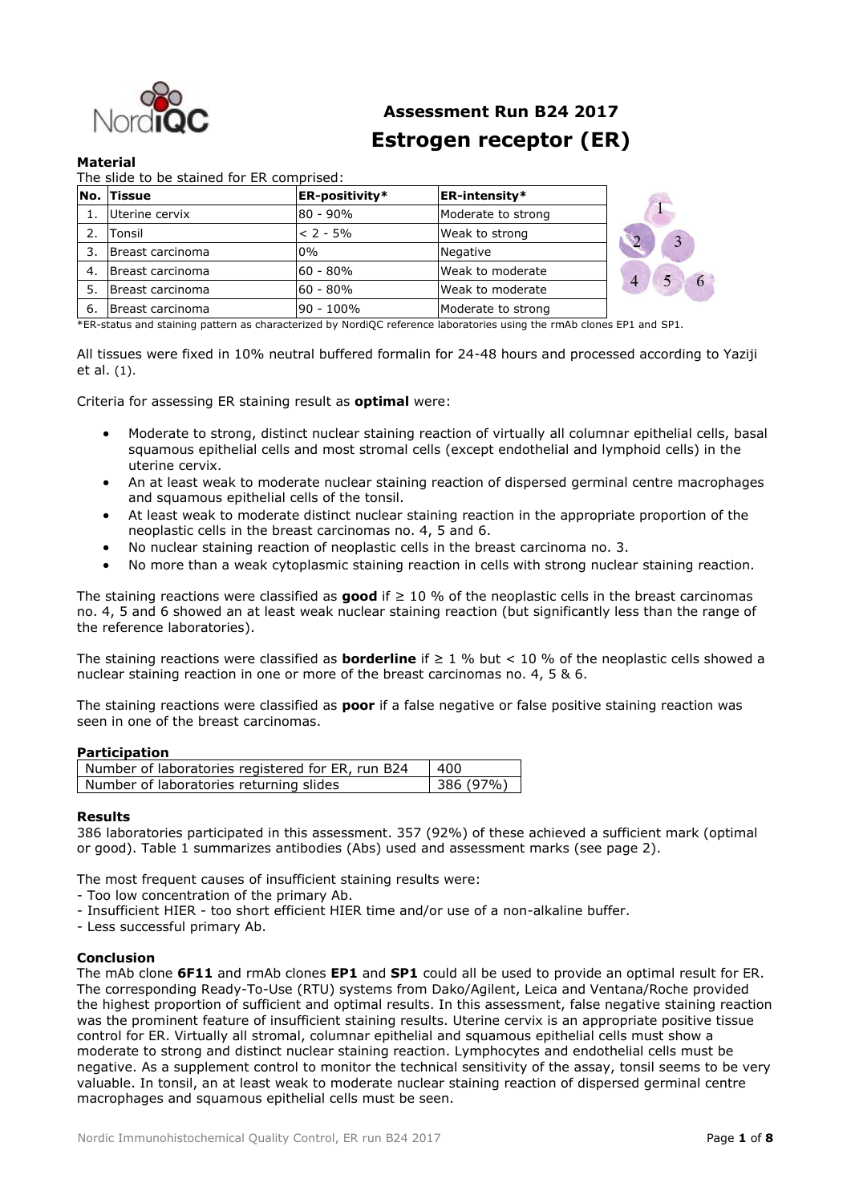# Assessment Run B24 2017
## Estrogen receptor (ER)

**Material**

The slide to be stained for ER comprised:

| No. | Tissue | ER-positivity* | ER-intensity* |
|---|---|---|---|
| 1. | Uterine cervix | 80 - 90% | Moderate to strong |
| 2. | Tonsil | < 2 - 5% | Weak to strong |
| 3. | Breast carcinoma | 0% | Negative |
| 4. | Breast carcinoma | 60 - 80% | Weak to moderate |
| 5. | Breast carcinoma | 60 - 80% | Weak to moderate |
| 6. | Breast carcinoma | 90 - 100% | Moderate to strong |

*ER-status and staining pattern as characterized by NordiQC reference laboratories using the rmAb clones EP1 and SP1.

All tissues were fixed in 10% neutral buffered formalin for 24-48 hours and processed according to Yaziji et al. (1).

Criteria for assessing ER staining result as **optimal** were:

- Moderate to strong, distinct nuclear staining reaction of virtually all columnar epithelial cells, basal squamous epithelial cells and most stromal cells (except endothelial and lymphoid cells) in the uterine cervix.
- An at least weak to moderate nuclear staining reaction of dispersed germinal centre macrophages and squamous epithelial cells of the tonsil.
- At least weak to moderate distinct nuclear staining reaction in the appropriate proportion of the neoplastic cells in the breast carcinomas no. 4, 5 and 6.
- No nuclear staining reaction of neoplastic cells in the breast carcinoma no. 3.
- No more than a weak cytoplasmic staining reaction in cells with strong nuclear staining reaction.

The staining reactions were classified as **good** if ≥ 10 % of the neoplastic cells in the breast carcinomas no. 4, 5 and 6 showed an at least weak nuclear staining reaction (but significantly less than the range of the reference laboratories).

The staining reactions were classified as **borderline** if ≥ 1 % but < 10 % of the neoplastic cells showed a nuclear staining reaction in one or more of the breast carcinomas no. 4, 5 & 6.

The staining reactions were classified as **poor** if a false negative or false positive staining reaction was seen in one of the breast carcinomas.

**Participation**

| Number of laboratories registered for ER, run B24 | 400 |
|---|---|
| Number of laboratories returning slides | 386 (97%) |

**Results**

386 laboratories participated in this assessment. 357 (92%) of these achieved a sufficient mark (optimal or good). Table 1 summarizes antibodies (Abs) used and assessment marks (see page 2).

The most frequent causes of insufficient staining results were:
- Too low concentration of the primary Ab.
- Insufficient HIER - too short efficient HIER time and/or use of a non-alkaline buffer.
- Less successful primary Ab.

**Conclusion**

The mAb clone **6F11** and rmAb clones **EP1** and **SP1** could all be used to provide an optimal result for ER. The corresponding Ready-To-Use (RTU) systems from Dako/Agilent, Leica and Ventana/Roche provided the highest proportion of sufficient and optimal results. In this assessment, false negative staining reaction was the prominent feature of insufficient staining results. Uterine cervix is an appropriate positive tissue control for ER. Virtually all stromal, columnar epithelial and squamous epithelial cells must show a moderate to strong and distinct nuclear staining reaction. Lymphocytes and endothelial cells must be negative. As a supplement control to monitor the technical sensitivity of the assay, tonsil seems to be very valuable. In tonsil, an at least weak to moderate nuclear staining reaction of dispersed germinal centre macrophages and squamous epithelial cells must be seen.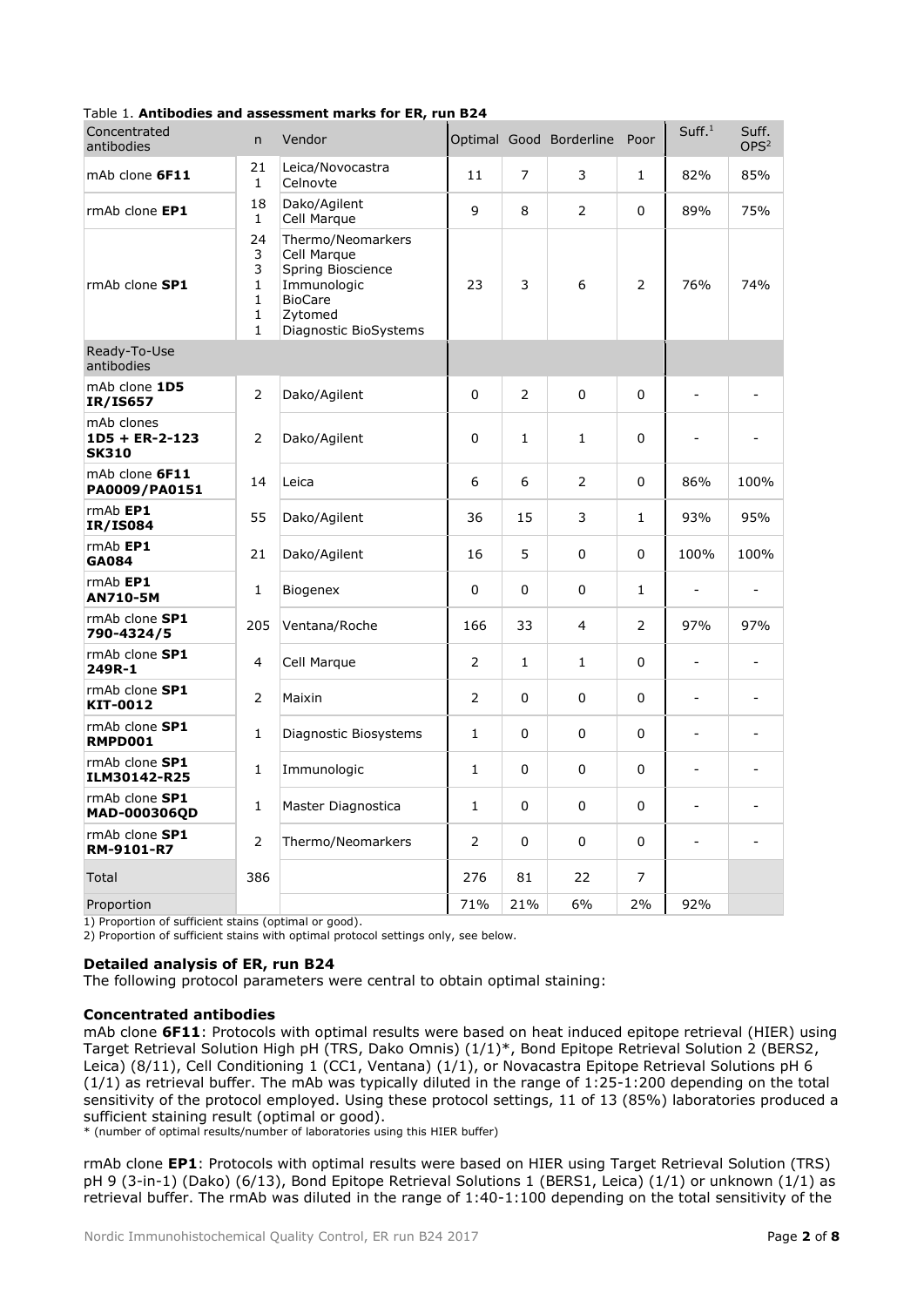Table 1. **Antibodies and assessment marks for ER, run B24**

| Concentrated antibodies | n | Vendor | Optimal | Good | Borderline | Poor | Suff.[1] | Suff. OPS[2] |
|---|---|---|---|---|---|---|---|---|
| mAb clone **6F11** | 21<br>1 | Leica/Novocastra<br>Celnovte | 11 | 7 | 3 | 1 | 82% | 85% |
| rmAb clone **EP1** | 18<br>1 | Dako/Agilent<br>Cell Marque | 9 | 8 | 2 | 0 | 89% | 75% |
| rmAb clone **SP1** | 24<br>3<br>3<br>1<br>1<br>1<br>1 | Thermo/Neomarkers<br>Cell Marque<br>Spring Bioscience<br>Immunologic<br>BioCare<br>Zytomed<br>Diagnostic BioSystems | 23 | 3 | 6 | 2 | 76% | 74% |
| Ready-To-Use antibodies | | | | | | | | |
| mAb clone **1D5** **IR/IS657** | 2 | Dako/Agilent | 0 | 2 | 0 | 0 | - | - |
| mAb clones **1D5 + ER-2-123** **SK310** | 2 | Dako/Agilent | 0 | 1 | 1 | 0 | - | - |
| mAb clone **6F11** **PA0009/PA0151** | 14 | Leica | 6 | 6 | 2 | 0 | 86% | 100% |
| rmAb **EP1** **IR/IS084** | 55 | Dako/Agilent | 36 | 15 | 3 | 1 | 93% | 95% |
| rmAb **EP1** **GA084** | 21 | Dako/Agilent | 16 | 5 | 0 | 0 | 100% | 100% |
| rmAb **EP1** **AN710-5M** | 1 | Biogenex | 0 | 0 | 0 | 1 | - | - |
| rmAb clone **SP1** **790-4324/5** | 205 | Ventana/Roche | 166 | 33 | 4 | 2 | 97% | 97% |
| rmAb clone **SP1** **249R-1** | 4 | Cell Marque | 2 | 1 | 1 | 0 | - | - |
| rmAb clone **SP1** **KIT-0012** | 2 | Maixin | 2 | 0 | 0 | 0 | - | - |
| rmAb clone **SP1** **RMPD001** | 1 | Diagnostic Biosystems | 1 | 0 | 0 | 0 | - | - |
| rmAb clone **SP1** **ILM30142-R25** | 1 | Immunologic | 1 | 0 | 0 | 0 | - | - |
| rmAb clone **SP1** **MAD-000306QD** | 1 | Master Diagnostica | 1 | 0 | 0 | 0 | - | - |
| rmAb clone **SP1** **RM-9101-R7** | 2 | Thermo/Neomarkers | 2 | 0 | 0 | 0 | - | - |
| Total | 386 | | 276 | 81 | 22 | 7 | | |
| Proportion | | | 71% | 21% | 6% | 2% | 92% | |

1) Proportion of sufficient stains (optimal or good).
2) Proportion of sufficient stains with optimal protocol settings only, see below.

**Detailed analysis of ER, run B24**
The following protocol parameters were central to obtain optimal staining:

**Concentrated antibodies**
mAb clone **6F11**: Protocols with optimal results were based on heat induced epitope retrieval (HIER) using Target Retrieval Solution High pH (TRS, Dako Omnis) (1/1)*, Bond Epitope Retrieval Solution 2 (BERS2, Leica) (8/11), Cell Conditioning 1 (CC1, Ventana) (1/1), or Novacastra Epitope Retrieval Solutions pH 6 (1/1) as retrieval buffer. The mAb was typically diluted in the range of 1:25-1:200 depending on the total sensitivity of the protocol employed. Using these protocol settings, 11 of 13 (85%) laboratories produced a sufficient staining result (optimal or good).
* (number of optimal results/number of laboratories using this HIER buffer)

rmAb clone **EP1**: Protocols with optimal results were based on HIER using Target Retrieval Solution (TRS) pH 9 (3-in-1) (Dako) (6/13), Bond Epitope Retrieval Solutions 1 (BERS1, Leica) (1/1) or unknown (1/1) as retrieval buffer. The rmAb was diluted in the range of 1:40-1:100 depending on the total sensitivity of the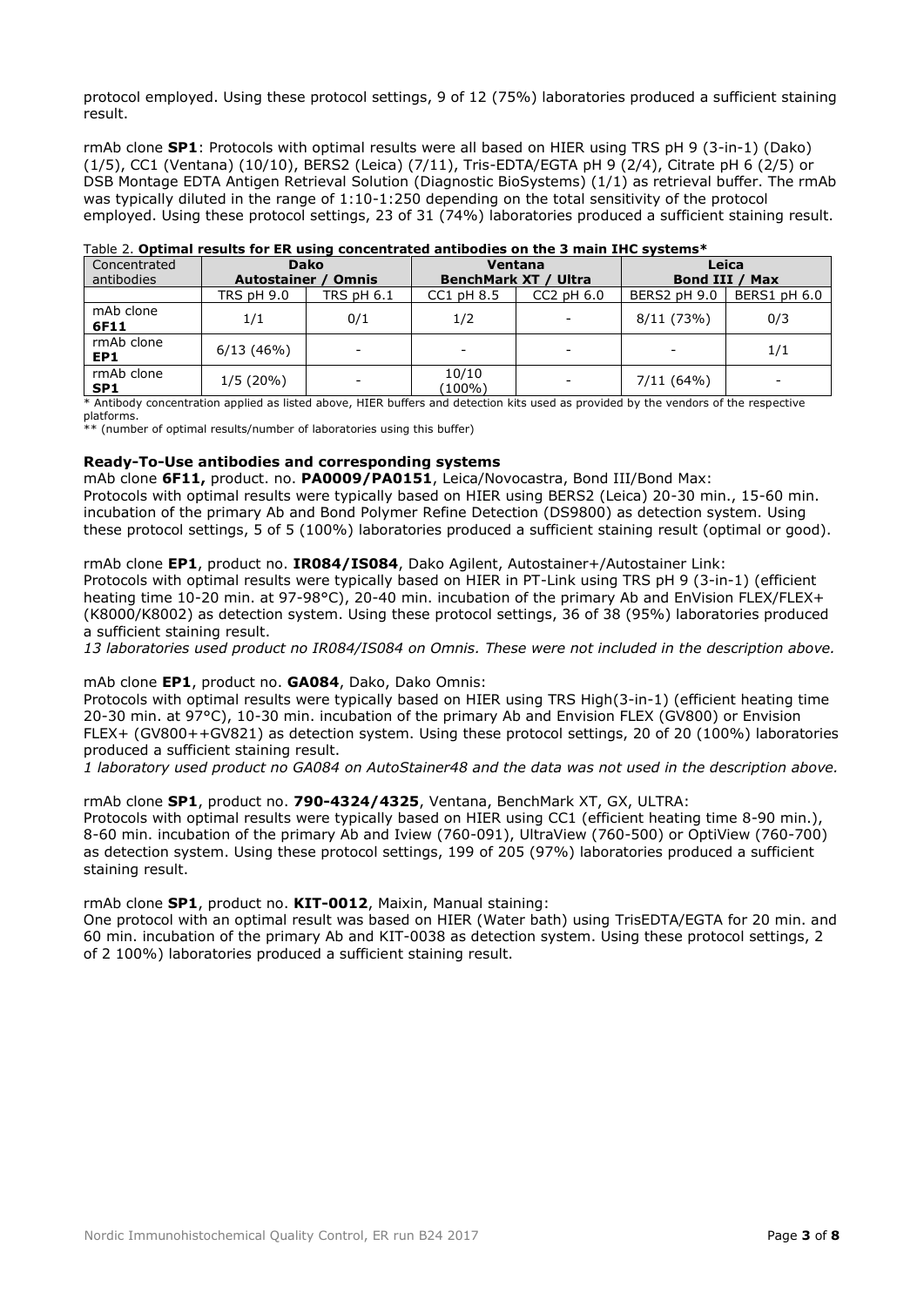protocol employed. Using these protocol settings, 9 of 12 (75%) laboratories produced a sufficient staining result.

rmAb clone **SP1**: Protocols with optimal results were all based on HIER using TRS pH 9 (3-in-1) (Dako) (1/5), CC1 (Ventana) (10/10), BERS2 (Leica) (7/11), Tris-EDTA/EGTA pH 9 (2/4), Citrate pH 6 (2/5) or DSB Montage EDTA Antigen Retrieval Solution (Diagnostic BioSystems) (1/1) as retrieval buffer. The rmAb was typically diluted in the range of 1:10-1:250 depending on the total sensitivity of the protocol employed. Using these protocol settings, 23 of 31 (74%) laboratories produced a sufficient staining result.

Table 2. **Optimal results for ER using concentrated antibodies on the 3 main IHC systems***

| Concentrated antibodies | Dako Autostainer / Omnis | | Ventana BenchMark XT / Ultra | | Leica Bond III / Max | |
|---|---|---|---|---|---|---|
| | TRS pH 9.0 | TRS pH 6.1 | CC1 pH 8.5 | CC2 pH 6.0 | BERS2 pH 9.0 | BERS1 pH 6.0 |
| mAb clone **6F11** | 1/1 | 0/1 | 1/2 | - | 8/11 (73%) | 0/3 |
| rmAb clone **EP1** | 6/13 (46%) | - | - | - | - | 1/1 |
| rmAb clone **SP1** | 1/5 (20%) | - | 10/10 (100%) | - | 7/11 (64%) | - |

\* Antibody concentration applied as listed above, HIER buffers and detection kits used as provided by the vendors of the respective platforms.
\** (number of optimal results/number of laboratories using this buffer)

**Ready-To-Use antibodies and corresponding systems**

mAb clone **6F11,** product. no. **PA0009/PA0151**, Leica/Novocastra, Bond III/Bond Max:
Protocols with optimal results were typically based on HIER using BERS2 (Leica) 20-30 min., 15-60 min. incubation of the primary Ab and Bond Polymer Refine Detection (DS9800) as detection system. Using these protocol settings, 5 of 5 (100%) laboratories produced a sufficient staining result (optimal or good).

rmAb clone **EP1**, product no. **IR084/IS084**, Dako Agilent, Autostainer+/Autostainer Link:
Protocols with optimal results were typically based on HIER in PT-Link using TRS pH 9 (3-in-1) (efficient heating time 10-20 min. at 97-98°C), 20-40 min. incubation of the primary Ab and EnVision FLEX/FLEX+ (K8000/K8002) as detection system. Using these protocol settings, 36 of 38 (95%) laboratories produced a sufficient staining result.
*13 laboratories used product no IR084/IS084 on Omnis. These were not included in the description above.*

mAb clone **EP1**, product no. **GA084**, Dako, Dako Omnis:
Protocols with optimal results were typically based on HIER using TRS High(3-in-1) (efficient heating time 20-30 min. at 97°C), 10-30 min. incubation of the primary Ab and Envision FLEX (GV800) or Envision FLEX+ (GV800++GV821) as detection system. Using these protocol settings, 20 of 20 (100%) laboratories produced a sufficient staining result.
*1 laboratory used product no GA084 on AutoStainer48 and the data was not used in the description above.*

rmAb clone **SP1**, product no. **790-4324/4325**, Ventana, BenchMark XT, GX, ULTRA:
Protocols with optimal results were typically based on HIER using CC1 (efficient heating time 8-90 min.), 8-60 min. incubation of the primary Ab and Iview (760-091), UltraView (760-500) or OptiView (760-700) as detection system. Using these protocol settings, 199 of 205 (97%) laboratories produced a sufficient staining result.

rmAb clone **SP1**, product no. **KIT-0012**, Maixin, Manual staining:
One protocol with an optimal result was based on HIER (Water bath) using TrisEDTA/EGTA for 20 min. and 60 min. incubation of the primary Ab and KIT-0038 as detection system. Using these protocol settings, 2 of 2 100%) laboratories produced a sufficient staining result.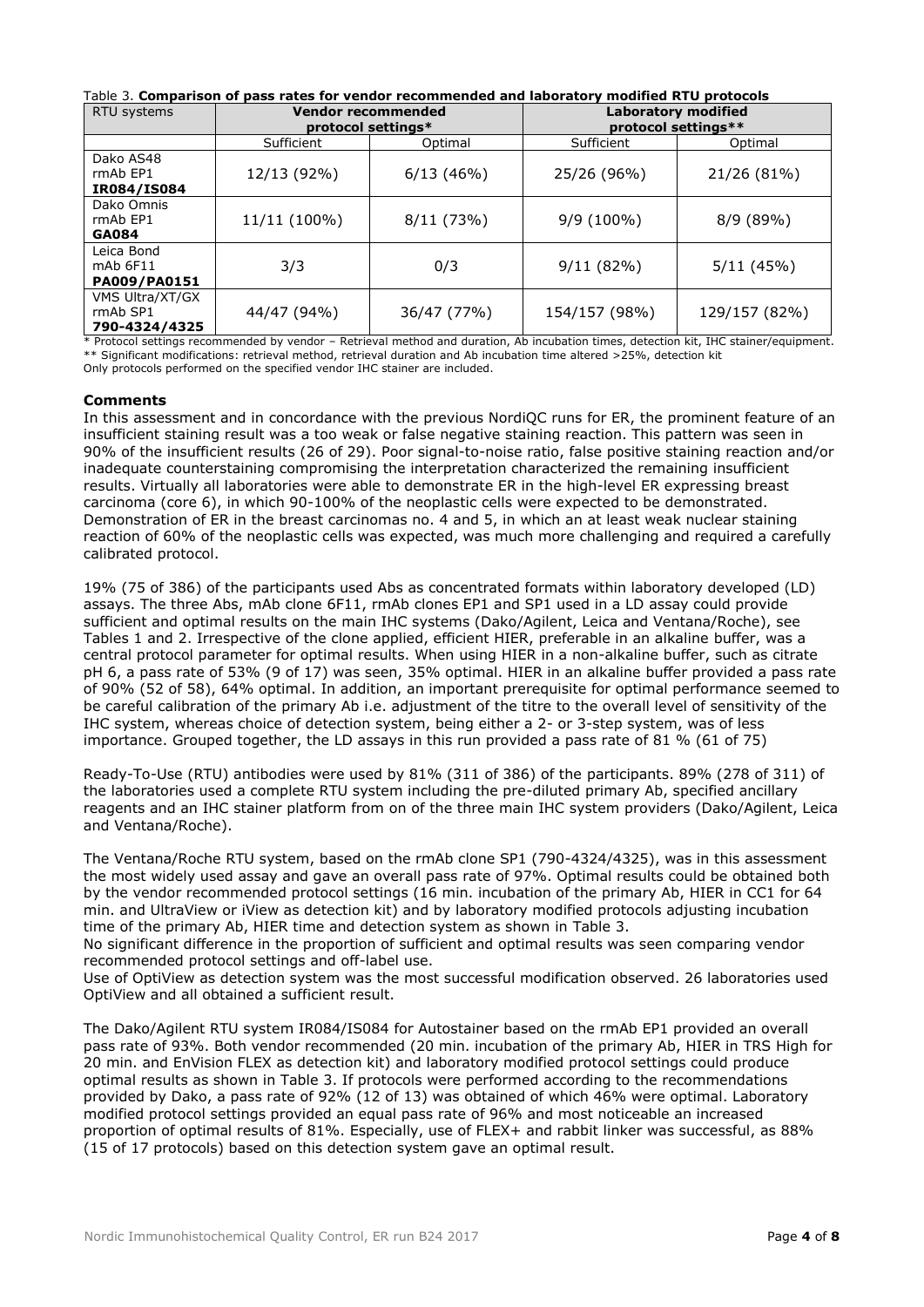Table 3. **Comparison of pass rates for vendor recommended and laboratory modified RTU protocols**

| RTU systems | Vendor recommended protocol settings* | | Laboratory modified protocol settings** | |
|---|---|---|---|---|
| | Sufficient | Optimal | Sufficient | Optimal |
| Dako AS48 rmAb EP1 **IR084/IS084** | 12/13 (92%) | 6/13 (46%) | 25/26 (96%) | 21/26 (81%) |
| Dako Omnis rmAb EP1 **GA084** | 11/11 (100%) | 8/11 (73%) | 9/9 (100%) | 8/9 (89%) |
| Leica Bond mAb 6F11 **PA009/PA0151** | 3/3 | 0/3 | 9/11 (82%) | 5/11 (45%) |
| VMS Ultra/XT/GX rmAb SP1 **790-4324/4325** | 44/47 (94%) | 36/47 (77%) | 154/157 (98%) | 129/157 (82%) |

* Protocol settings recommended by vendor – Retrieval method and duration, Ab incubation times, detection kit, IHC stainer/equipment.
** Significant modifications: retrieval method, retrieval duration and Ab incubation time altered >25%, detection kit
Only protocols performed on the specified vendor IHC stainer are included.

### Comments

In this assessment and in concordance with the previous NordiQC runs for ER, the prominent feature of an insufficient staining result was a too weak or false negative staining reaction. This pattern was seen in 90% of the insufficient results (26 of 29). Poor signal-to-noise ratio, false positive staining reaction and/or inadequate counterstaining compromising the interpretation characterized the remaining insufficient results. Virtually all laboratories were able to demonstrate ER in the high-level ER expressing breast carcinoma (core 6), in which 90-100% of the neoplastic cells were expected to be demonstrated. Demonstration of ER in the breast carcinomas no. 4 and 5, in which an at least weak nuclear staining reaction of 60% of the neoplastic cells was expected, was much more challenging and required a carefully calibrated protocol.

19% (75 of 386) of the participants used Abs as concentrated formats within laboratory developed (LD) assays. The three Abs, mAb clone 6F11, rmAb clones EP1 and SP1 used in a LD assay could provide sufficient and optimal results on the main IHC systems (Dako/Agilent, Leica and Ventana/Roche), see Tables 1 and 2. Irrespective of the clone applied, efficient HIER, preferable in an alkaline buffer, was a central protocol parameter for optimal results. When using HIER in a non-alkaline buffer, such as citrate pH 6, a pass rate of 53% (9 of 17) was seen, 35% optimal. HIER in an alkaline buffer provided a pass rate of 90% (52 of 58), 64% optimal. In addition, an important prerequisite for optimal performance seemed to be careful calibration of the primary Ab i.e. adjustment of the titre to the overall level of sensitivity of the IHC system, whereas choice of detection system, being either a 2- or 3-step system, was of less importance. Grouped together, the LD assays in this run provided a pass rate of 81 % (61 of 75)

Ready-To-Use (RTU) antibodies were used by 81% (311 of 386) of the participants. 89% (278 of 311) of the laboratories used a complete RTU system including the pre-diluted primary Ab, specified ancillary reagents and an IHC stainer platform from on of the three main IHC system providers (Dako/Agilent, Leica and Ventana/Roche).

The Ventana/Roche RTU system, based on the rmAb clone SP1 (790-4324/4325), was in this assessment the most widely used assay and gave an overall pass rate of 97%. Optimal results could be obtained both by the vendor recommended protocol settings (16 min. incubation of the primary Ab, HIER in CC1 for 64 min. and UltraView or iView as detection kit) and by laboratory modified protocols adjusting incubation time of the primary Ab, HIER time and detection system as shown in Table 3.
No significant difference in the proportion of sufficient and optimal results was seen comparing vendor recommended protocol settings and off-label use.
Use of OptiView as detection system was the most successful modification observed. 26 laboratories used OptiView and all obtained a sufficient result.

The Dako/Agilent RTU system IR084/IS084 for Autostainer based on the rmAb EP1 provided an overall pass rate of 93%. Both vendor recommended (20 min. incubation of the primary Ab, HIER in TRS High for 20 min. and EnVision FLEX as detection kit) and laboratory modified protocol settings could produce optimal results as shown in Table 3. If protocols were performed according to the recommendations provided by Dako, a pass rate of 92% (12 of 13) was obtained of which 46% were optimal. Laboratory modified protocol settings provided an equal pass rate of 96% and most noticeable an increased proportion of optimal results of 81%. Especially, use of FLEX+ and rabbit linker was successful, as 88% (15 of 17 protocols) based on this detection system gave an optimal result.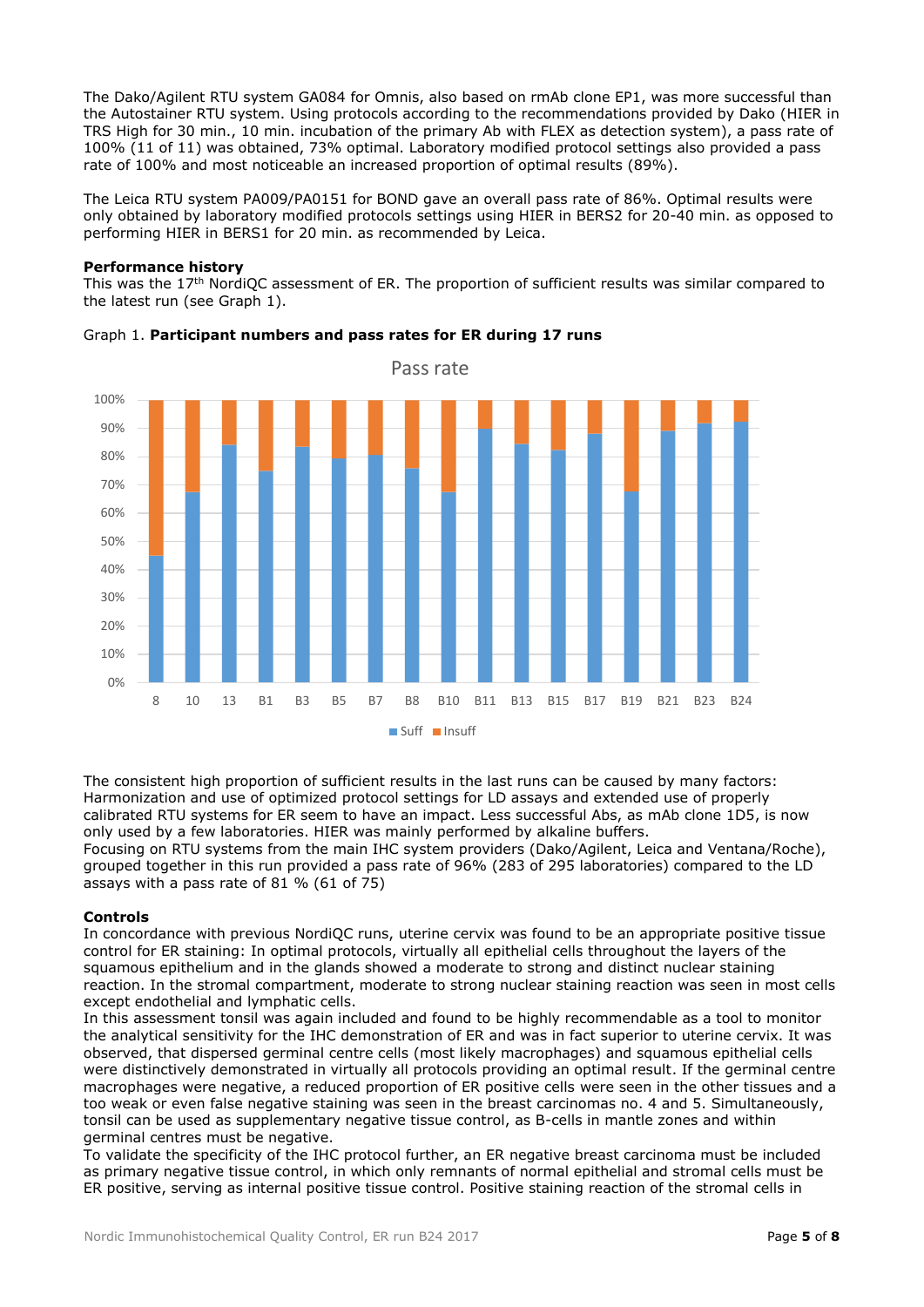The Dako/Agilent RTU system GA084 for Omnis, also based on rmAb clone EP1, was more successful than the Autostainer RTU system. Using protocols according to the recommendations provided by Dako (HIER in TRS High for 30 min., 10 min. incubation of the primary Ab with FLEX as detection system), a pass rate of 100% (11 of 11) was obtained, 73% optimal. Laboratory modified protocol settings also provided a pass rate of 100% and most noticeable an increased proportion of optimal results (89%).

The Leica RTU system PA009/PA0151 for BOND gave an overall pass rate of 86%. Optimal results were only obtained by laboratory modified protocols settings using HIER in BERS2 for 20-40 min. as opposed to performing HIER in BERS1 for 20 min. as recommended by Leica.

**Performance history**
This was the 17th NordiQC assessment of ER. The proportion of sufficient results was similar compared to the latest run (see Graph 1).

Graph 1. **Participant numbers and pass rates for ER during 17 runs**

The consistent high proportion of sufficient results in the last runs can be caused by many factors: Harmonization and use of optimized protocol settings for LD assays and extended use of properly calibrated RTU systems for ER seem to have an impact. Less successful Abs, as mAb clone 1D5, is now only used by a few laboratories. HIER was mainly performed by alkaline buffers.
Focusing on RTU systems from the main IHC system providers (Dako/Agilent, Leica and Ventana/Roche), grouped together in this run provided a pass rate of 96% (283 of 295 laboratories) compared to the LD assays with a pass rate of 81 % (61 of 75)

**Controls**
In concordance with previous NordiQC runs, uterine cervix was found to be an appropriate positive tissue control for ER staining: In optimal protocols, virtually all epithelial cells throughout the layers of the squamous epithelium and in the glands showed a moderate to strong and distinct nuclear staining reaction. In the stromal compartment, moderate to strong nuclear staining reaction was seen in most cells except endothelial and lymphatic cells.
In this assessment tonsil was again included and found to be highly recommendable as a tool to monitor the analytical sensitivity for the IHC demonstration of ER and was in fact superior to uterine cervix. It was observed, that dispersed germinal centre cells (most likely macrophages) and squamous epithelial cells were distinctively demonstrated in virtually all protocols providing an optimal result. If the germinal centre macrophages were negative, a reduced proportion of ER positive cells were seen in the other tissues and a too weak or even false negative staining was seen in the breast carcinomas no. 4 and 5. Simultaneously, tonsil can be used as supplementary negative tissue control, as B-cells in mantle zones and within germinal centres must be negative.
To validate the specificity of the IHC protocol further, an ER negative breast carcinoma must be included as primary negative tissue control, in which only remnants of normal epithelial and stromal cells must be ER positive, serving as internal positive tissue control. Positive staining reaction of the stromal cells in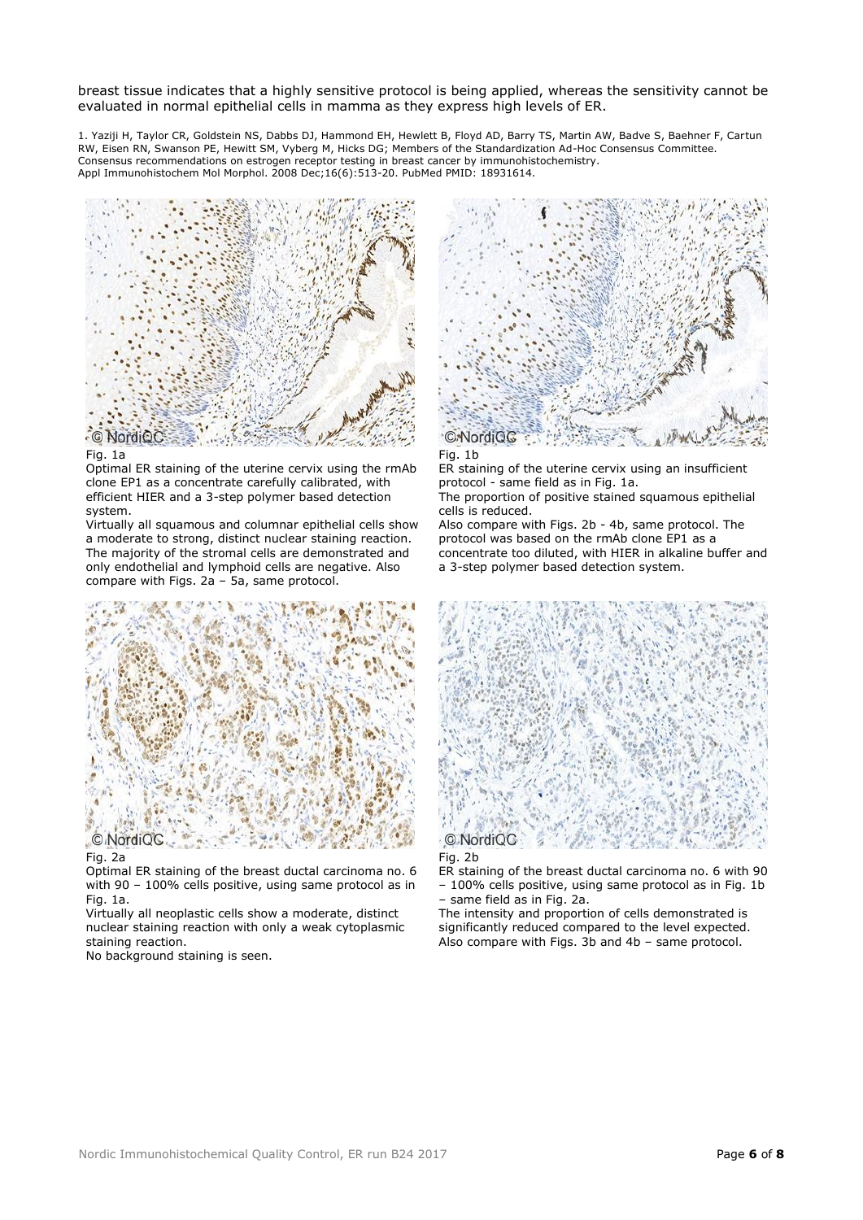breast tissue indicates that a highly sensitive protocol is being applied, whereas the sensitivity cannot be evaluated in normal epithelial cells in mamma as they express high levels of ER.

1. Yaziji H, Taylor CR, Goldstein NS, Dabbs DJ, Hammond EH, Hewlett B, Floyd AD, Barry TS, Martin AW, Badve S, Baehner F, Cartun RW, Eisen RN, Swanson PE, Hewitt SM, Vyberg M, Hicks DG; Members of the Standardization Ad-Hoc Consensus Committee. Consensus recommendations on estrogen receptor testing in breast cancer by immunohistochemistry. Appl Immunohistochem Mol Morphol. 2008 Dec;16(6):513-20. PubMed PMID: 18931614.

Fig. 1a
Optimal ER staining of the uterine cervix using the rmAb clone EP1 as a concentrate carefully calibrated, with efficient HIER and a 3-step polymer based detection system.
Virtually all squamous and columnar epithelial cells show a moderate to strong, distinct nuclear staining reaction. The majority of the stromal cells are demonstrated and only endothelial and lymphoid cells are negative. Also compare with Figs. 2a – 5a, same protocol.

Fig. 1b
ER staining of the uterine cervix using an insufficient protocol - same field as in Fig. 1a.
The proportion of positive stained squamous epithelial cells is reduced.
Also compare with Figs. 2b - 4b, same protocol. The protocol was based on the rmAb clone EP1 as a concentrate too diluted, with HIER in alkaline buffer and a 3-step polymer based detection system.

Fig. 2a
Optimal ER staining of the breast ductal carcinoma no. 6 with 90 – 100% cells positive, using same protocol as in Fig. 1a.
Virtually all neoplastic cells show a moderate, distinct nuclear staining reaction with only a weak cytoplasmic staining reaction.
No background staining is seen.

Fig. 2b
ER staining of the breast ductal carcinoma no. 6 with 90 – 100% cells positive, using same protocol as in Fig. 1b – same field as in Fig. 2a.
The intensity and proportion of cells demonstrated is significantly reduced compared to the level expected.
Also compare with Figs. 3b and 4b – same protocol.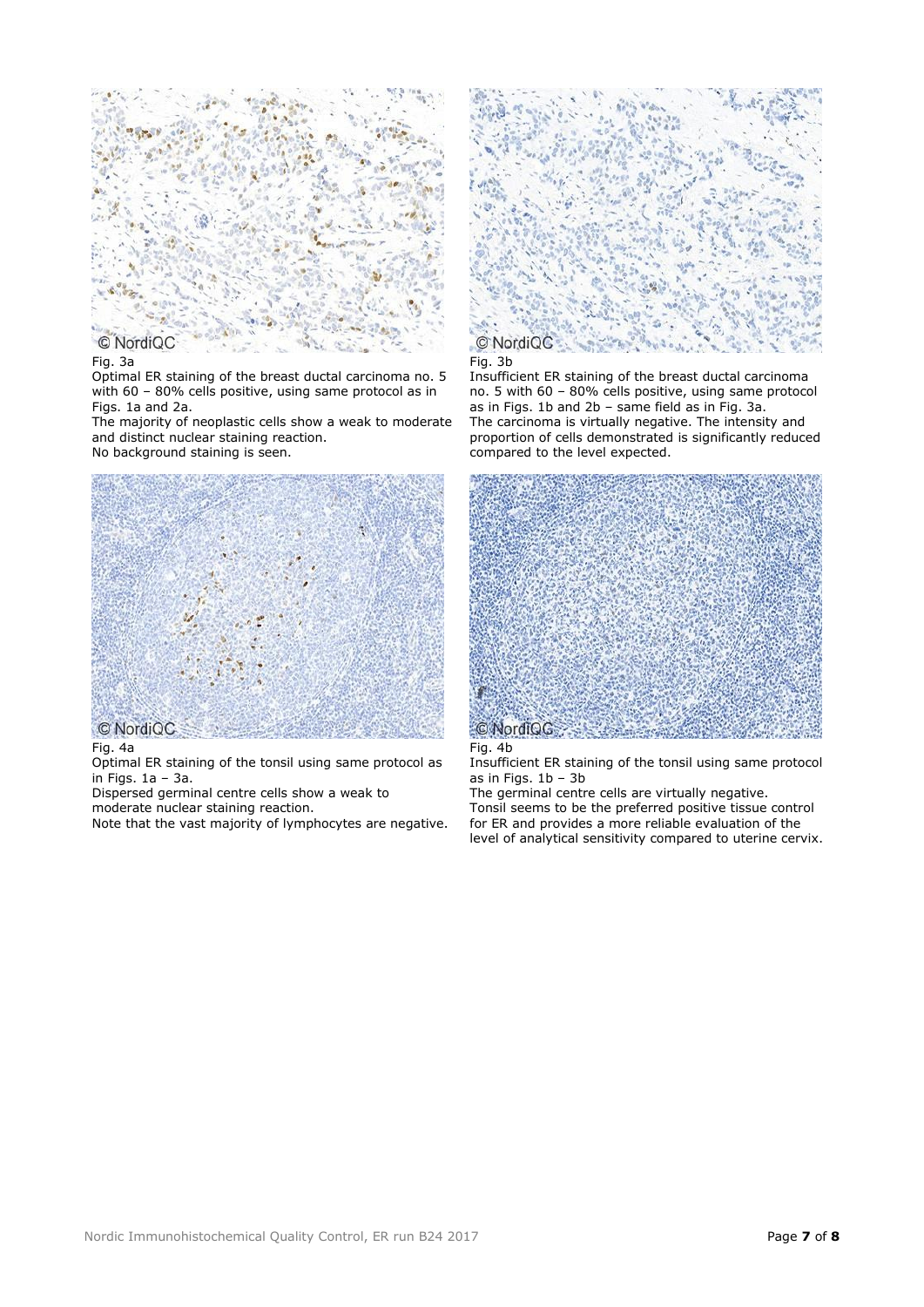Fig. 3a
Optimal ER staining of the breast ductal carcinoma no. 5 with 60 – 80% cells positive, using same protocol as in Figs. 1a and 2a.
The majority of neoplastic cells show a weak to moderate and distinct nuclear staining reaction.
No background staining is seen.

Fig. 3b
Insufficient ER staining of the breast ductal carcinoma no. 5 with 60 – 80% cells positive, using same protocol as in Figs. 1b and 2b – same field as in Fig. 3a.
The carcinoma is virtually negative. The intensity and proportion of cells demonstrated is significantly reduced compared to the level expected.

Fig. 4a
Optimal ER staining of the tonsil using same protocol as in Figs. 1a – 3a.
Dispersed germinal centre cells show a weak to moderate nuclear staining reaction.
Note that the vast majority of lymphocytes are negative.

Fig. 4b
Insufficient ER staining of the tonsil using same protocol as in Figs. 1b – 3b
The germinal centre cells are virtually negative.
Tonsil seems to be the preferred positive tissue control for ER and provides a more reliable evaluation of the level of analytical sensitivity compared to uterine cervix.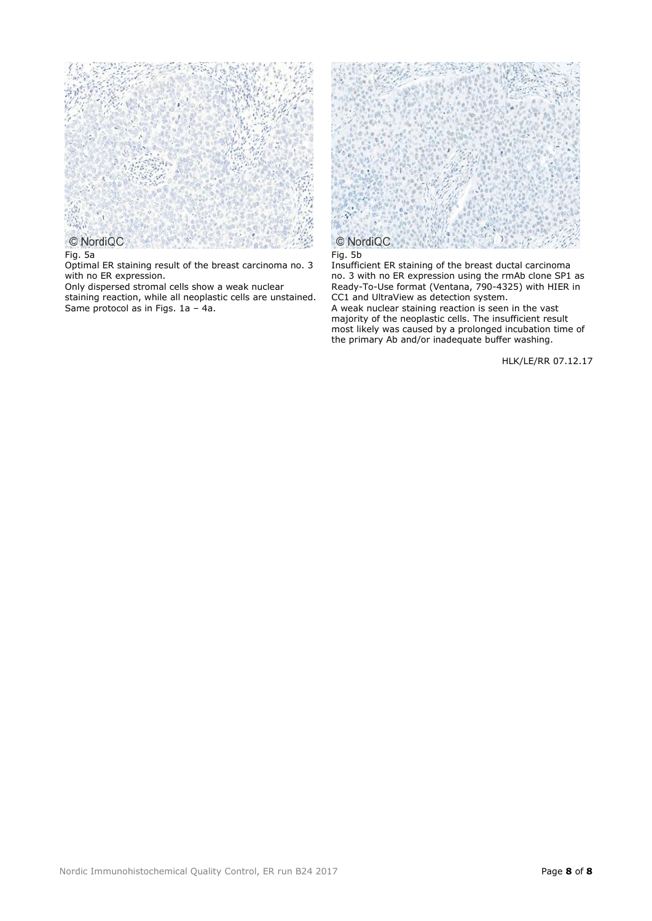Fig. 5a
Optimal ER staining result of the breast carcinoma no. 3 with no ER expression.
Only dispersed stromal cells show a weak nuclear staining reaction, while all neoplastic cells are unstained. Same protocol as in Figs. 1a – 4a.

Fig. 5b
Insufficient ER staining of the breast ductal carcinoma no. 3 with no ER expression using the rmAb clone SP1 as Ready-To-Use format (Ventana, 790-4325) with HIER in CC1 and UltraView as detection system.
A weak nuclear staining reaction is seen in the vast majority of the neoplastic cells. The insufficient result most likely was caused by a prolonged incubation time of the primary Ab and/or inadequate buffer washing.

HLK/LE/RR 07.12.17